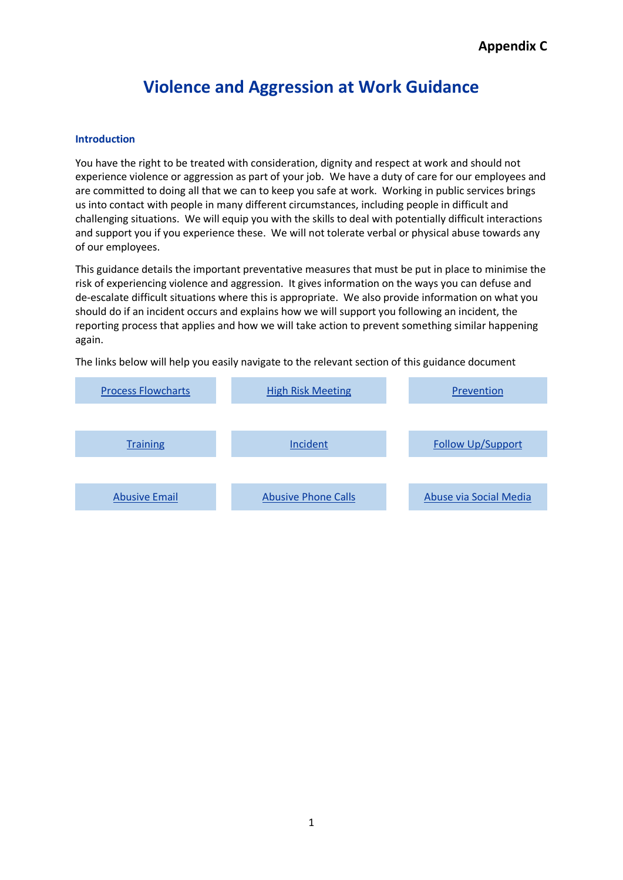Appendix C

# Violence and Aggression at Work Guidance

## Introduction

You have the right to be treated with consideration, dignity and respect at work and should not experience violence or aggression as part of your job. We have a duty of care for our employees and are committed to doing all that we can to keep you safe at work. Working in public services brings us into contact with people in many different circumstances, including people in difficult and challenging situations. We will equip you with the skills to deal with potentially difficult interactions and support you if you experience these. We will not tolerate verbal or physical abuse towards any of our employees.

This guidance details the important preventative measures that must be put in place to minimise the risk of experiencing violence and aggression. It gives information on the ways you can defuse and de-escalate difficult situations where this is appropriate. We also provide information on what you should do if an incident occurs and explains how we will support you following an incident, the reporting process that applies and how we will take action to prevent something similar happening again.

The links below will help you easily navigate to the relevant section of this guidance document

| | | |
|---|---|---|
| Process Flowcharts | High Risk Meeting | Prevention |
| Training | Incident | Follow Up/Support |
| Abusive Email | Abusive Phone Calls | Abuse via Social Media |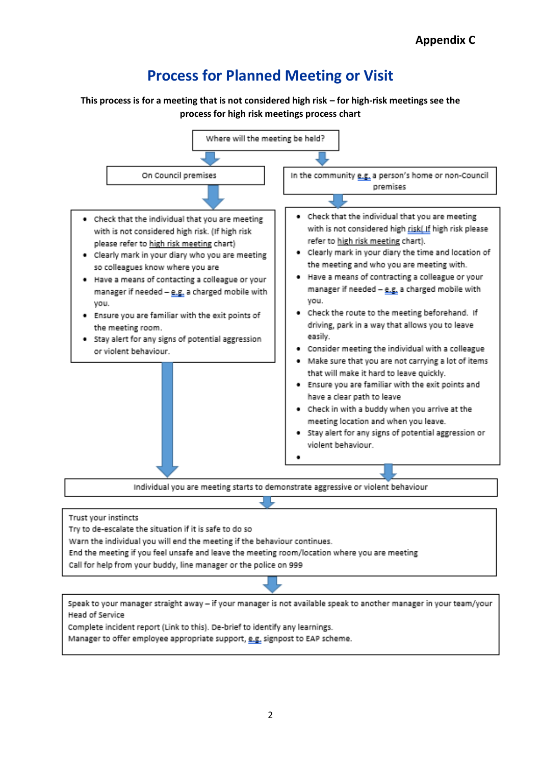**Appendix C**

# Process for Planned Meeting or Visit

**This process is for a meeting that is not considered high risk – for high-risk meetings see the process for high risk meetings process chart**

Where will the meeting be held?

## On Council premises

- Check that the individual that you are meeting with is not considered high risk. (If high risk please refer to high risk meeting chart)
- Clearly mark in your diary who you are meeting so colleagues know where you are
- Have a means of contacting a colleague or your manager if needed – e.g. a charged mobile with you.
- Ensure you are familiar with the exit points of the meeting room.
- Stay alert for any signs of potential aggression or violent behaviour.

## In the community e.g. a person's home or non-Council premises

- Check that the individual that you are meeting with is not considered high risk( If high risk please refer to high risk meeting chart).
- Clearly mark in your diary the time and location of the meeting and who you are meeting with.
- Have a means of contracting a colleague or your manager if needed – e.g. a charged mobile with you.
- Check the route to the meeting beforehand. If driving, park in a way that allows you to leave easily.
- Consider meeting the individual with a colleague
- Make sure that you are not carrying a lot of items that will make it hard to leave quickly.
- Ensure you are familiar with the exit points and have a clear path to leave
- Check in with a buddy when you arrive at the meeting location and when you leave.
- Stay alert for any signs of potential aggression or violent behaviour.

## Individual you are meeting starts to demonstrate aggressive or violent behaviour

Trust your instincts
Try to de-escalate the situation if it is safe to do so
Warn the individual you will end the meeting if the behaviour continues.
End the meeting if you feel unsafe and leave the meeting room/location where you are meeting
Call for help from your buddy, line manager or the police on 999

Speak to your manager straight away – if your manager is not available speak to another manager in your team/your Head of Service
Complete incident report (Link to this). De-brief to identify any learnings.
Manager to offer employee appropriate support, e.g. signpost to EAP scheme.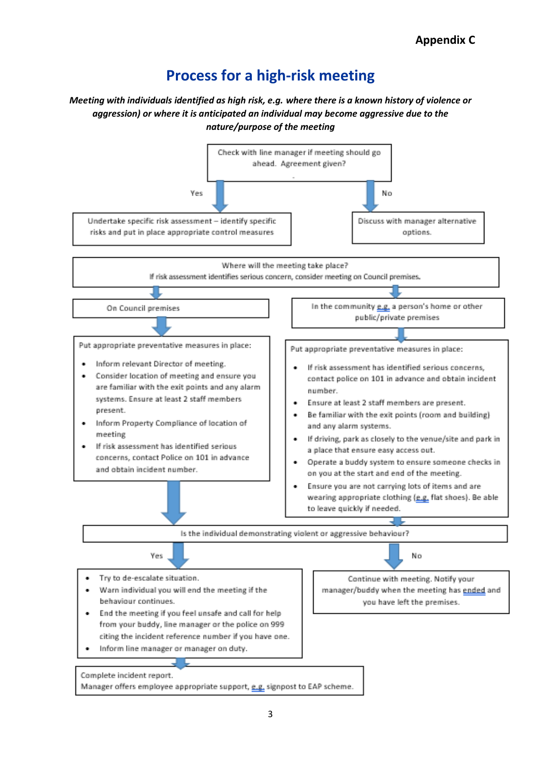**Appendix C**

# Process for a high-risk meeting

***Meeting with individuals identified as high risk, e.g. where there is a known history of violence or aggression) or where it is anticipated an individual may become aggressive due to the nature/purpose of the meeting***

Check with line manager if meeting should go ahead. Agreement given?

- **Yes:** Undertake specific risk assessment – identify specific risks and put in place appropriate control measures
- **No:** Discuss with manager alternative options.

Where will the meeting take place?
If risk assessment identifies serious concern, consider meeting on Council premises.

**On Council premises**

Put appropriate preventative measures in place:

- Inform relevant Director of meeting.
- Consider location of meeting and ensure you are familiar with the exit points and any alarm systems. Ensure at least 2 staff members present.
- Inform Property Compliance of location of meeting
- If risk assessment has identified serious concerns, contact Police on 101 in advance and obtain incident number.

**In the community e.g. a person's home or other public/private premises**

Put appropriate preventative measures in place:

- If risk assessment has identified serious concerns, contact police on 101 in advance and obtain incident number.
- Ensure at least 2 staff members are present.
- Be familiar with the exit points (room and building) and any alarm systems.
- If driving, park as closely to the venue/site and park in a place that ensure easy access out.
- Operate a buddy system to ensure someone checks in on you at the start and end of the meeting.
- Ensure you are not carrying lots of items and are wearing appropriate clothing (e.g. flat shoes). Be able to leave quickly if needed.

Is the individual demonstrating violent or aggressive behaviour?

**Yes:**

- Try to de-escalate situation.
- Warn individual you will end the meeting if the behaviour continues.
- End the meeting if you feel unsafe and call for help from your buddy, line manager or the police on 999 citing the incident reference number if you have one.
- Inform line manager or manager on duty.

Complete incident report.
Manager offers employee appropriate support, e.g. signpost to EAP scheme.

**No:**

Continue with meeting. Notify your manager/buddy when the meeting has ended and you have left the premises.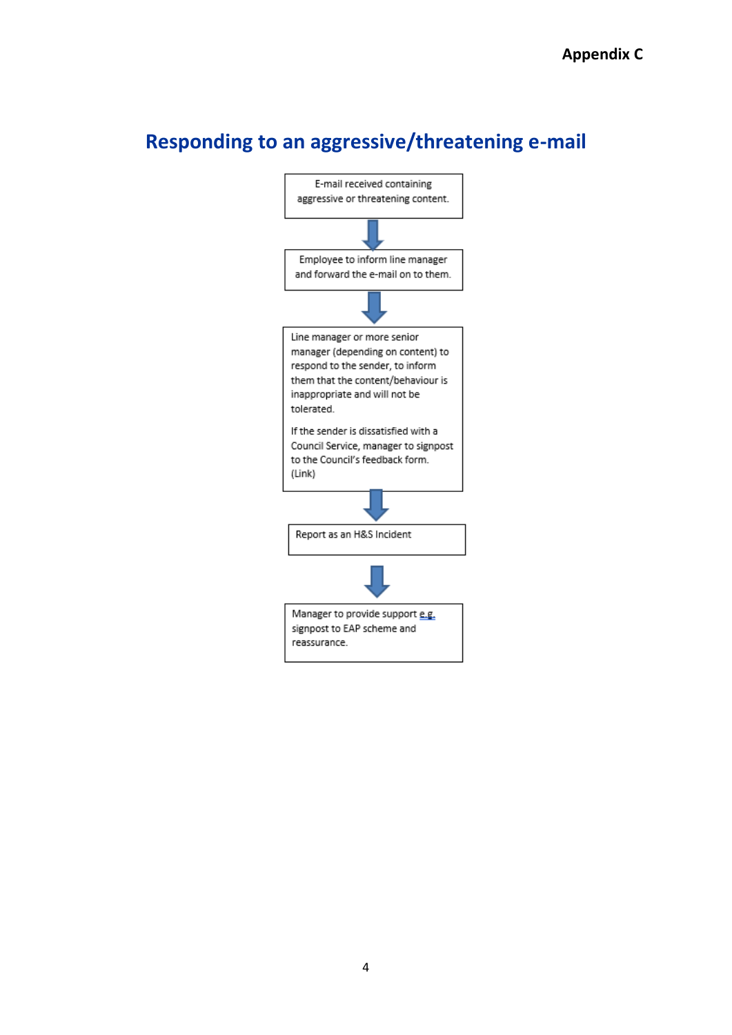**Appendix C**

# Responding to an aggressive/threatening e-mail

E-mail received containing aggressive or threatening content.

↓

Employee to inform line manager and forward the e-mail on to them.

↓

Line manager or more senior manager (depending on content) to respond to the sender, to inform them that the content/behaviour is inappropriate and will not be tolerated.

If the sender is dissatisfied with a Council Service, manager to signpost to the Council's feedback form. (Link)

↓

Report as an H&S Incident

↓

Manager to provide support e.g. signpost to EAP scheme and reassurance.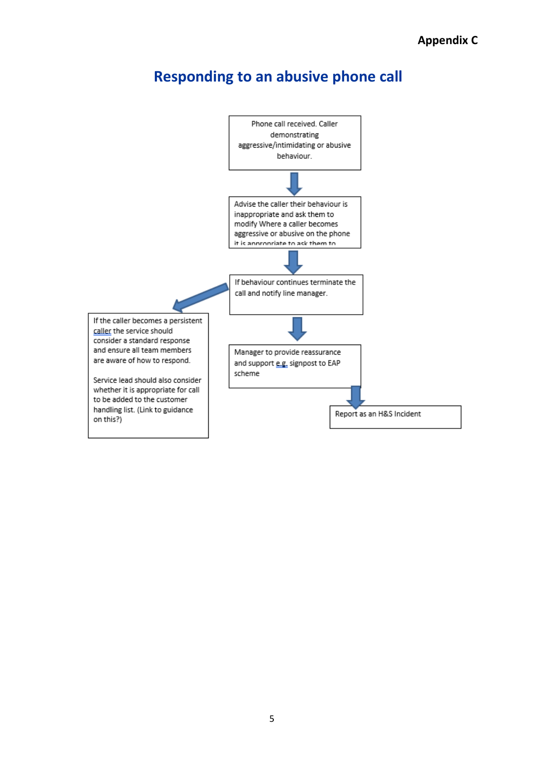Appendix C

# Responding to an abusive phone call

Phone call received. Caller demonstrating aggressive/intimidating or abusive behaviour.

Advise the caller their behaviour is inappropriate and ask them to modify Where a caller becomes aggressive or abusive on the phone it is appropriate to ask them to

If behaviour continues terminate the call and notify line manager.

If the caller becomes a persistent caller the service should consider a standard response and ensure all team members are aware of how to respond.

Service lead should also consider whether it is appropriate for call to be added to the customer handling list. (Link to guidance on this?)

Manager to provide reassurance and support e.g. signpost to EAP scheme

Report as an H&S Incident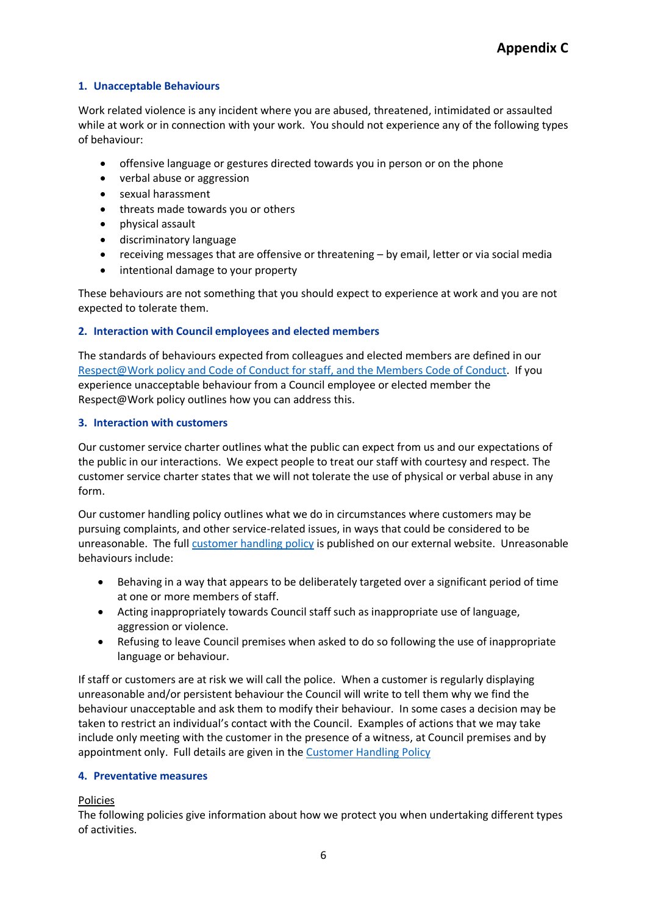**Appendix C**

## 1. Unacceptable Behaviours

Work related violence is any incident where you are abused, threatened, intimidated or assaulted while at work or in connection with your work. You should not experience any of the following types of behaviour:

- offensive language or gestures directed towards you in person or on the phone
- verbal abuse or aggression
- sexual harassment
- threats made towards you or others
- physical assault
- discriminatory language
- receiving messages that are offensive or threatening – by email, letter or via social media
- intentional damage to your property

These behaviours are not something that you should expect to experience at work and you are not expected to tolerate them.

## 2. Interaction with Council employees and elected members

The standards of behaviours expected from colleagues and elected members are defined in our Respect@Work policy and Code of Conduct for staff, and the Members Code of Conduct. If you experience unacceptable behaviour from a Council employee or elected member the Respect@Work policy outlines how you can address this.

## 3. Interaction with customers

Our customer service charter outlines what the public can expect from us and our expectations of the public in our interactions. We expect people to treat our staff with courtesy and respect. The customer service charter states that we will not tolerate the use of physical or verbal abuse in any form.

Our customer handling policy outlines what we do in circumstances where customers may be pursuing complaints, and other service-related issues, in ways that could be considered to be unreasonable. The full customer handling policy is published on our external website. Unreasonable behaviours include:

- Behaving in a way that appears to be deliberately targeted over a significant period of time at one or more members of staff.
- Acting inappropriately towards Council staff such as inappropriate use of language, aggression or violence.
- Refusing to leave Council premises when asked to do so following the use of inappropriate language or behaviour.

If staff or customers are at risk we will call the police. When a customer is regularly displaying unreasonable and/or persistent behaviour the Council will write to tell them why we find the behaviour unacceptable and ask them to modify their behaviour. In some cases a decision may be taken to restrict an individual's contact with the Council. Examples of actions that we may take include only meeting with the customer in the presence of a witness, at Council premises and by appointment only. Full details are given in the Customer Handling Policy

## 4. Preventative measures

Policies

The following policies give information about how we protect you when undertaking different types of activities.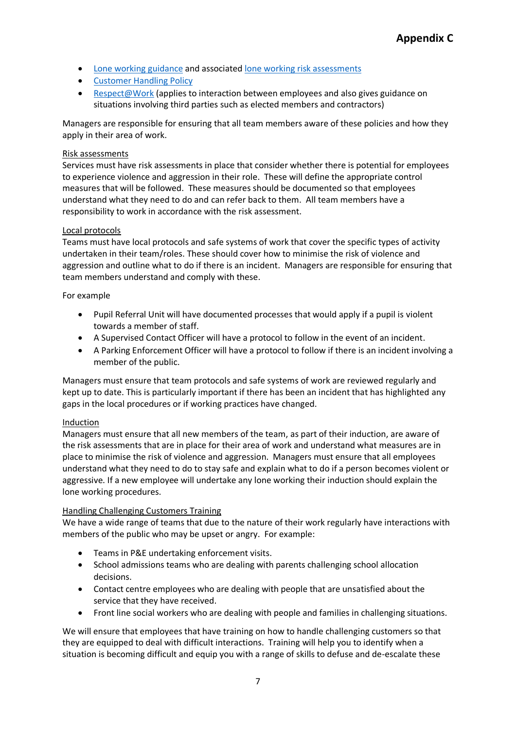## Appendix C

- Lone working guidance and associated lone working risk assessments
- Customer Handling Policy
- Respect@Work (applies to interaction between employees and also gives guidance on situations involving third parties such as elected members and contractors)

Managers are responsible for ensuring that all team members aware of these policies and how they apply in their area of work.

Risk assessments

Services must have risk assessments in place that consider whether there is potential for employees to experience violence and aggression in their role. These will define the appropriate control measures that will be followed. These measures should be documented so that employees understand what they need to do and can refer back to them. All team members have a responsibility to work in accordance with the risk assessment.

Local protocols

Teams must have local protocols and safe systems of work that cover the specific types of activity undertaken in their team/roles. These should cover how to minimise the risk of violence and aggression and outline what to do if there is an incident. Managers are responsible for ensuring that team members understand and comply with these.

For example

- Pupil Referral Unit will have documented processes that would apply if a pupil is violent towards a member of staff.
- A Supervised Contact Officer will have a protocol to follow in the event of an incident.
- A Parking Enforcement Officer will have a protocol to follow if there is an incident involving a member of the public.

Managers must ensure that team protocols and safe systems of work are reviewed regularly and kept up to date. This is particularly important if there has been an incident that has highlighted any gaps in the local procedures or if working practices have changed.

Induction

Managers must ensure that all new members of the team, as part of their induction, are aware of the risk assessments that are in place for their area of work and understand what measures are in place to minimise the risk of violence and aggression. Managers must ensure that all employees understand what they need to do to stay safe and explain what to do if a person becomes violent or aggressive. If a new employee will undertake any lone working their induction should explain the lone working procedures.

Handling Challenging Customers Training

We have a wide range of teams that due to the nature of their work regularly have interactions with members of the public who may be upset or angry. For example:

- Teams in P&E undertaking enforcement visits.
- School admissions teams who are dealing with parents challenging school allocation decisions.
- Contact centre employees who are dealing with people that are unsatisfied about the service that they have received.
- Front line social workers who are dealing with people and families in challenging situations.

We will ensure that employees that have training on how to handle challenging customers so that they are equipped to deal with difficult interactions. Training will help you to identify when a situation is becoming difficult and equip you with a range of skills to defuse and de-escalate these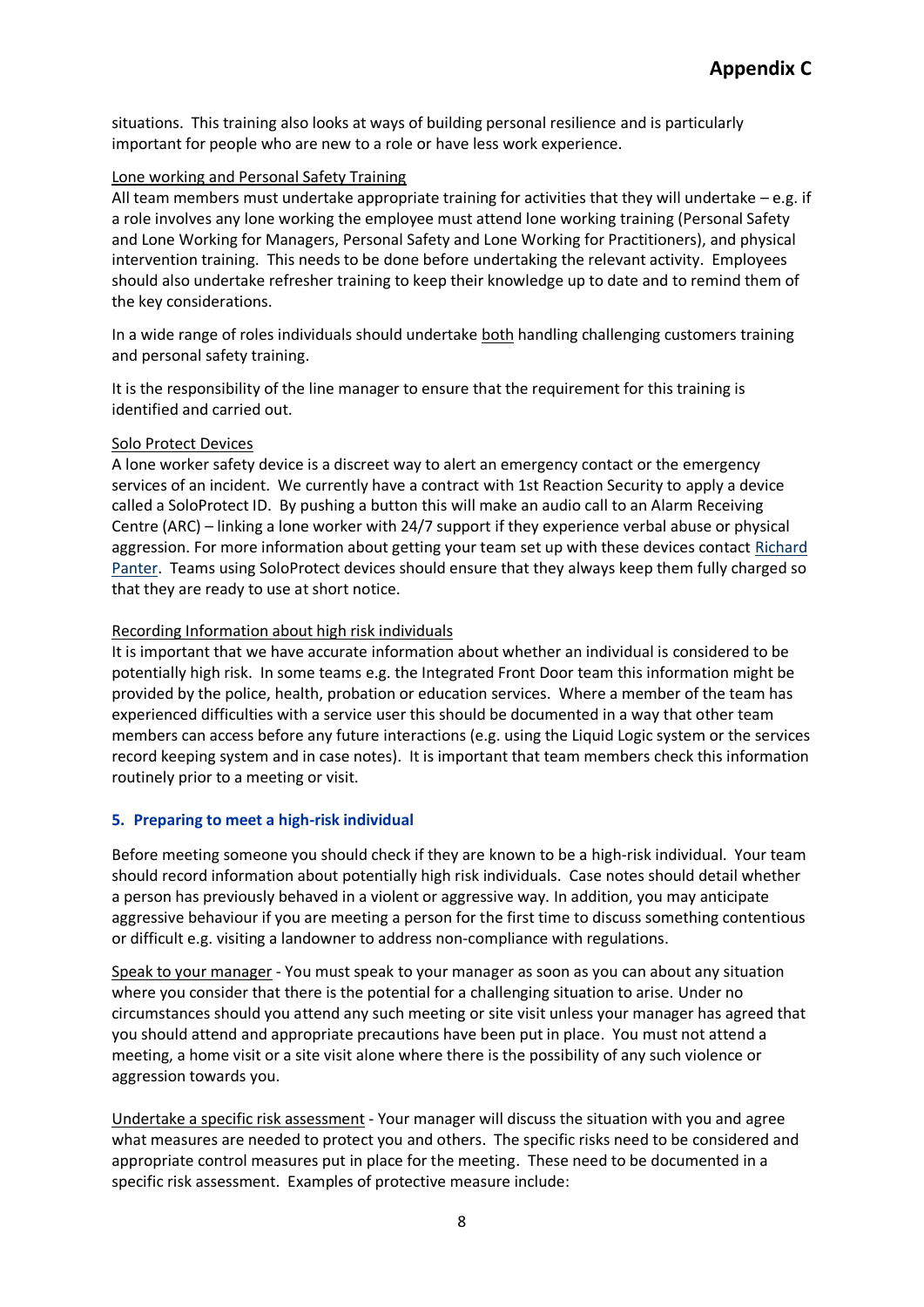situations. This training also looks at ways of building personal resilience and is particularly important for people who are new to a role or have less work experience.

<u>Lone working and Personal Safety Training</u>

All team members must undertake appropriate training for activities that they will undertake – e.g. if a role involves any lone working the employee must attend lone working training (Personal Safety and Lone Working for Managers, Personal Safety and Lone Working for Practitioners), and physical intervention training. This needs to be done before undertaking the relevant activity. Employees should also undertake refresher training to keep their knowledge up to date and to remind them of the key considerations.

In a wide range of roles individuals should undertake <u>both</u> handling challenging customers training and personal safety training.

It is the responsibility of the line manager to ensure that the requirement for this training is identified and carried out.

<u>Solo Protect Devices</u>

A lone worker safety device is a discreet way to alert an emergency contact or the emergency services of an incident. We currently have a contract with 1st Reaction Security to apply a device called a SoloProtect ID. By pushing a button this will make an audio call to an Alarm Receiving Centre (ARC) – linking a lone worker with 24/7 support if they experience verbal abuse or physical aggression. For more information about getting your team set up with these devices contact Richard Panter. Teams using SoloProtect devices should ensure that they always keep them fully charged so that they are ready to use at short notice.

<u>Recording Information about high risk individuals</u>

It is important that we have accurate information about whether an individual is considered to be potentially high risk. In some teams e.g. the Integrated Front Door team this information might be provided by the police, health, probation or education services. Where a member of the team has experienced difficulties with a service user this should be documented in a way that other team members can access before any future interactions (e.g. using the Liquid Logic system or the services record keeping system and in case notes). It is important that team members check this information routinely prior to a meeting or visit.

## 5. Preparing to meet a high-risk individual

Before meeting someone you should check if they are known to be a high-risk individual. Your team should record information about potentially high risk individuals. Case notes should detail whether a person has previously behaved in a violent or aggressive way. In addition, you may anticipate aggressive behaviour if you are meeting a person for the first time to discuss something contentious or difficult e.g. visiting a landowner to address non-compliance with regulations.

<u>Speak to your manager</u> - You must speak to your manager as soon as you can about any situation where you consider that there is the potential for a challenging situation to arise. Under no circumstances should you attend any such meeting or site visit unless your manager has agreed that you should attend and appropriate precautions have been put in place. You must not attend a meeting, a home visit or a site visit alone where there is the possibility of any such violence or aggression towards you.

<u>Undertake a specific risk assessment</u> - Your manager will discuss the situation with you and agree what measures are needed to protect you and others. The specific risks need to be considered and appropriate control measures put in place for the meeting. These need to be documented in a specific risk assessment. Examples of protective measure include: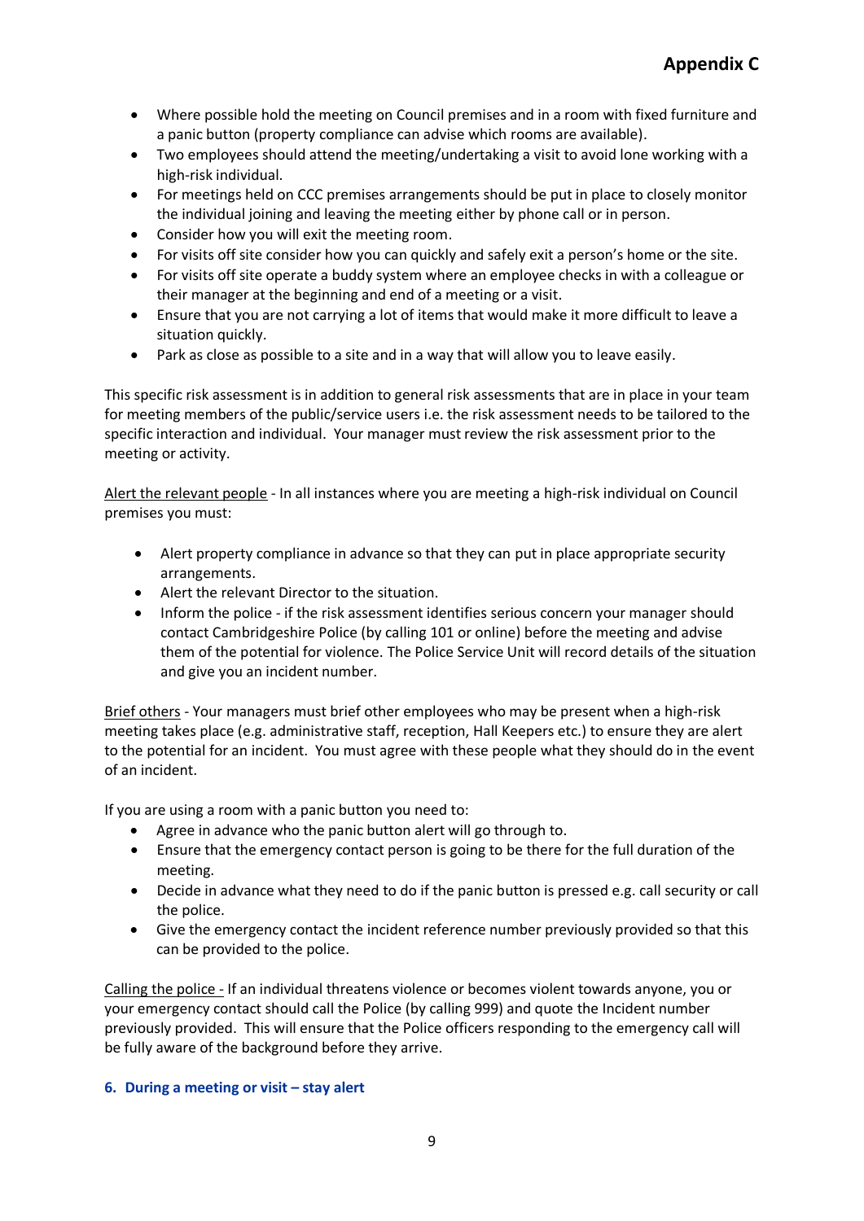- Where possible hold the meeting on Council premises and in a room with fixed furniture and a panic button (property compliance can advise which rooms are available).
- Two employees should attend the meeting/undertaking a visit to avoid lone working with a high-risk individual.
- For meetings held on CCC premises arrangements should be put in place to closely monitor the individual joining and leaving the meeting either by phone call or in person.
- Consider how you will exit the meeting room.
- For visits off site consider how you can quickly and safely exit a person's home or the site.
- For visits off site operate a buddy system where an employee checks in with a colleague or their manager at the beginning and end of a meeting or a visit.
- Ensure that you are not carrying a lot of items that would make it more difficult to leave a situation quickly.
- Park as close as possible to a site and in a way that will allow you to leave easily.

This specific risk assessment is in addition to general risk assessments that are in place in your team for meeting members of the public/service users i.e. the risk assessment needs to be tailored to the specific interaction and individual. Your manager must review the risk assessment prior to the meeting or activity.

Alert the relevant people - In all instances where you are meeting a high-risk individual on Council premises you must:

- Alert property compliance in advance so that they can put in place appropriate security arrangements.
- Alert the relevant Director to the situation.
- Inform the police - if the risk assessment identifies serious concern your manager should contact Cambridgeshire Police (by calling 101 or online) before the meeting and advise them of the potential for violence. The Police Service Unit will record details of the situation and give you an incident number.

Brief others - Your managers must brief other employees who may be present when a high-risk meeting takes place (e.g. administrative staff, reception, Hall Keepers etc.) to ensure they are alert to the potential for an incident. You must agree with these people what they should do in the event of an incident.

If you are using a room with a panic button you need to:

- Agree in advance who the panic button alert will go through to.
- Ensure that the emergency contact person is going to be there for the full duration of the meeting.
- Decide in advance what they need to do if the panic button is pressed e.g. call security or call the police.
- Give the emergency contact the incident reference number previously provided so that this can be provided to the police.

Calling the police - If an individual threatens violence or becomes violent towards anyone, you or your emergency contact should call the Police (by calling 999) and quote the Incident number previously provided. This will ensure that the Police officers responding to the emergency call will be fully aware of the background before they arrive.

### 6. During a meeting or visit – stay alert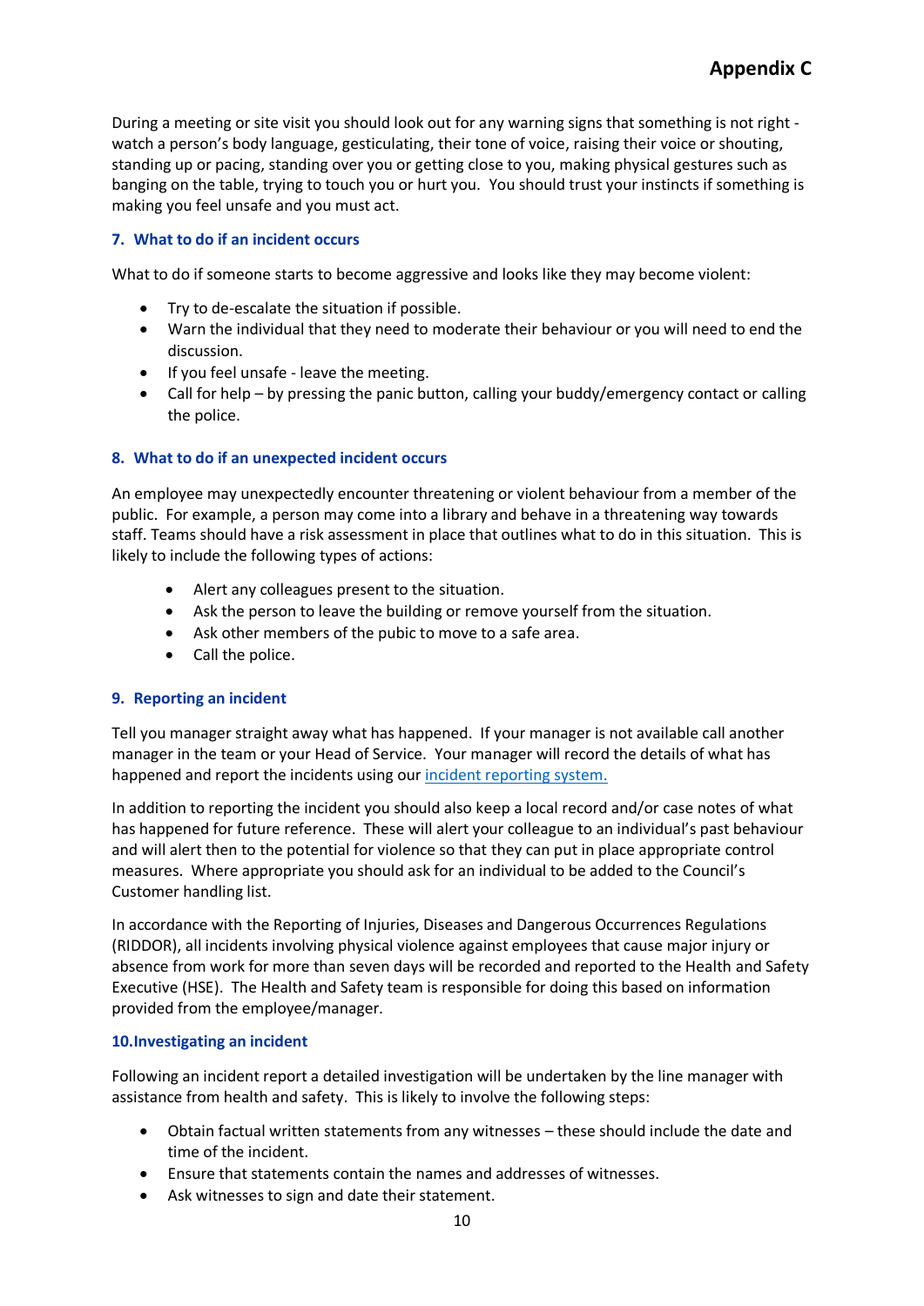# Appendix C

During a meeting or site visit you should look out for any warning signs that something is not right - watch a person's body language, gesticulating, their tone of voice, raising their voice or shouting, standing up or pacing, standing over you or getting close to you, making physical gestures such as banging on the table, trying to touch you or hurt you. You should trust your instincts if something is making you feel unsafe and you must act.

### 7. What to do if an incident occurs

What to do if someone starts to become aggressive and looks like they may become violent:

- Try to de-escalate the situation if possible.
- Warn the individual that they need to moderate their behaviour or you will need to end the discussion.
- If you feel unsafe - leave the meeting.
- Call for help – by pressing the panic button, calling your buddy/emergency contact or calling the police.

### 8. What to do if an unexpected incident occurs

An employee may unexpectedly encounter threatening or violent behaviour from a member of the public. For example, a person may come into a library and behave in a threatening way towards staff. Teams should have a risk assessment in place that outlines what to do in this situation. This is likely to include the following types of actions:

- Alert any colleagues present to the situation.
- Ask the person to leave the building or remove yourself from the situation.
- Ask other members of the pubic to move to a safe area.
- Call the police.

### 9. Reporting an incident

Tell you manager straight away what has happened. If your manager is not available call another manager in the team or your Head of Service. Your manager will record the details of what has happened and report the incidents using our incident reporting system.

In addition to reporting the incident you should also keep a local record and/or case notes of what has happened for future reference. These will alert your colleague to an individual's past behaviour and will alert then to the potential for violence so that they can put in place appropriate control measures. Where appropriate you should ask for an individual to be added to the Council's Customer handling list.

In accordance with the Reporting of Injuries, Diseases and Dangerous Occurrences Regulations (RIDDOR), all incidents involving physical violence against employees that cause major injury or absence from work for more than seven days will be recorded and reported to the Health and Safety Executive (HSE). The Health and Safety team is responsible for doing this based on information provided from the employee/manager.

### 10. Investigating an incident

Following an incident report a detailed investigation will be undertaken by the line manager with assistance from health and safety. This is likely to involve the following steps:

- Obtain factual written statements from any witnesses – these should include the date and time of the incident.
- Ensure that statements contain the names and addresses of witnesses.
- Ask witnesses to sign and date their statement.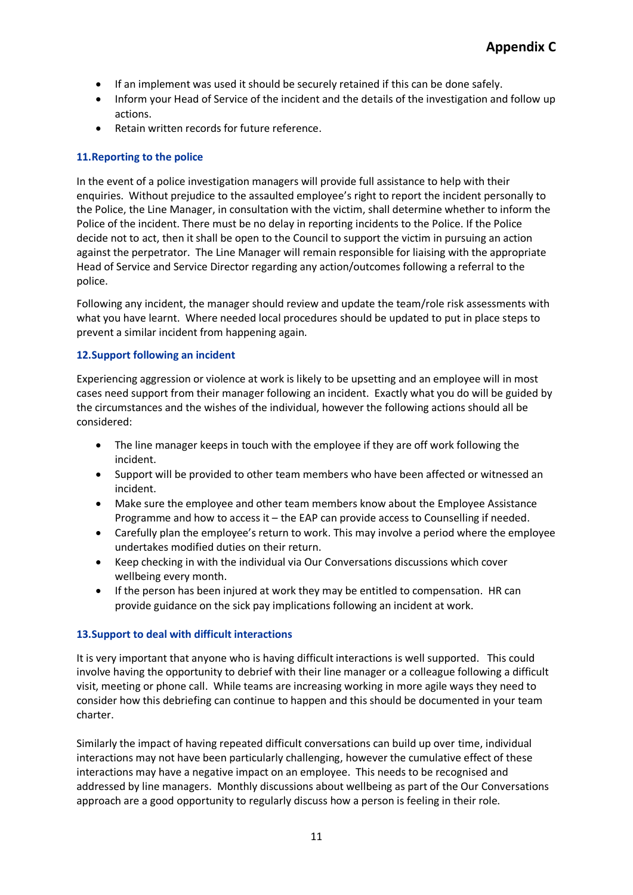- If an implement was used it should be securely retained if this can be done safely.
- Inform your Head of Service of the incident and the details of the investigation and follow up actions.
- Retain written records for future reference.

### 11.Reporting to the police

In the event of a police investigation managers will provide full assistance to help with their enquiries. Without prejudice to the assaulted employee's right to report the incident personally to the Police, the Line Manager, in consultation with the victim, shall determine whether to inform the Police of the incident. There must be no delay in reporting incidents to the Police. If the Police decide not to act, then it shall be open to the Council to support the victim in pursuing an action against the perpetrator. The Line Manager will remain responsible for liaising with the appropriate Head of Service and Service Director regarding any action/outcomes following a referral to the police.

Following any incident, the manager should review and update the team/role risk assessments with what you have learnt. Where needed local procedures should be updated to put in place steps to prevent a similar incident from happening again.

### 12.Support following an incident

Experiencing aggression or violence at work is likely to be upsetting and an employee will in most cases need support from their manager following an incident. Exactly what you do will be guided by the circumstances and the wishes of the individual, however the following actions should all be considered:

- The line manager keeps in touch with the employee if they are off work following the incident.
- Support will be provided to other team members who have been affected or witnessed an incident.
- Make sure the employee and other team members know about the Employee Assistance Programme and how to access it – the EAP can provide access to Counselling if needed.
- Carefully plan the employee's return to work. This may involve a period where the employee undertakes modified duties on their return.
- Keep checking in with the individual via Our Conversations discussions which cover wellbeing every month.
- If the person has been injured at work they may be entitled to compensation. HR can provide guidance on the sick pay implications following an incident at work.

### 13.Support to deal with difficult interactions

It is very important that anyone who is having difficult interactions is well supported. This could involve having the opportunity to debrief with their line manager or a colleague following a difficult visit, meeting or phone call. While teams are increasing working in more agile ways they need to consider how this debriefing can continue to happen and this should be documented in your team charter.

Similarly the impact of having repeated difficult conversations can build up over time, individual interactions may not have been particularly challenging, however the cumulative effect of these interactions may have a negative impact on an employee. This needs to be recognised and addressed by line managers. Monthly discussions about wellbeing as part of the Our Conversations approach are a good opportunity to regularly discuss how a person is feeling in their role.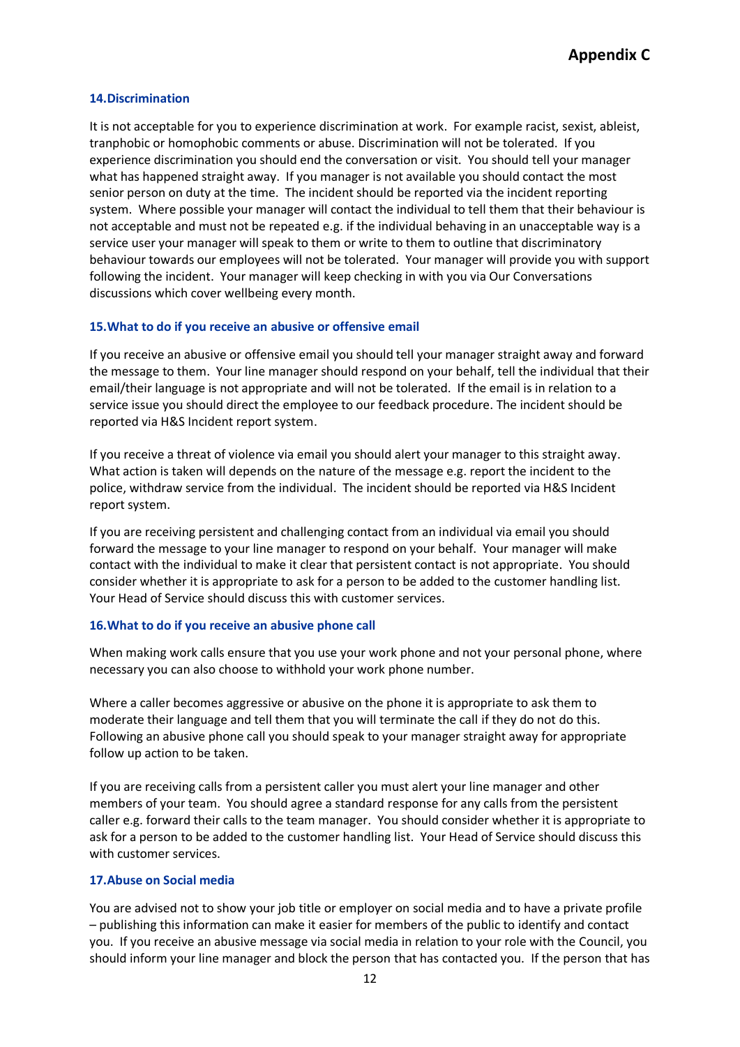**Appendix C**

### 14. Discrimination

It is not acceptable for you to experience discrimination at work. For example racist, sexist, ableist, tranphobic or homophobic comments or abuse. Discrimination will not be tolerated. If you experience discrimination you should end the conversation or visit. You should tell your manager what has happened straight away. If you manager is not available you should contact the most senior person on duty at the time. The incident should be reported via the incident reporting system. Where possible your manager will contact the individual to tell them that their behaviour is not acceptable and must not be repeated e.g. if the individual behaving in an unacceptable way is a service user your manager will speak to them or write to them to outline that discriminatory behaviour towards our employees will not be tolerated. Your manager will provide you with support following the incident. Your manager will keep checking in with you via Our Conversations discussions which cover wellbeing every month.

### 15. What to do if you receive an abusive or offensive email

If you receive an abusive or offensive email you should tell your manager straight away and forward the message to them. Your line manager should respond on your behalf, tell the individual that their email/their language is not appropriate and will not be tolerated. If the email is in relation to a service issue you should direct the employee to our feedback procedure. The incident should be reported via H&S Incident report system.

If you receive a threat of violence via email you should alert your manager to this straight away. What action is taken will depends on the nature of the message e.g. report the incident to the police, withdraw service from the individual. The incident should be reported via H&S Incident report system.

If you are receiving persistent and challenging contact from an individual via email you should forward the message to your line manager to respond on your behalf. Your manager will make contact with the individual to make it clear that persistent contact is not appropriate. You should consider whether it is appropriate to ask for a person to be added to the customer handling list. Your Head of Service should discuss this with customer services.

### 16. What to do if you receive an abusive phone call

When making work calls ensure that you use your work phone and not your personal phone, where necessary you can also choose to withhold your work phone number.

Where a caller becomes aggressive or abusive on the phone it is appropriate to ask them to moderate their language and tell them that you will terminate the call if they do not do this. Following an abusive phone call you should speak to your manager straight away for appropriate follow up action to be taken.

If you are receiving calls from a persistent caller you must alert your line manager and other members of your team. You should agree a standard response for any calls from the persistent caller e.g. forward their calls to the team manager. You should consider whether it is appropriate to ask for a person to be added to the customer handling list. Your Head of Service should discuss this with customer services.

### 17. Abuse on Social media

You are advised not to show your job title or employer on social media and to have a private profile – publishing this information can make it easier for members of the public to identify and contact you. If you receive an abusive message via social media in relation to your role with the Council, you should inform your line manager and block the person that has contacted you. If the person that has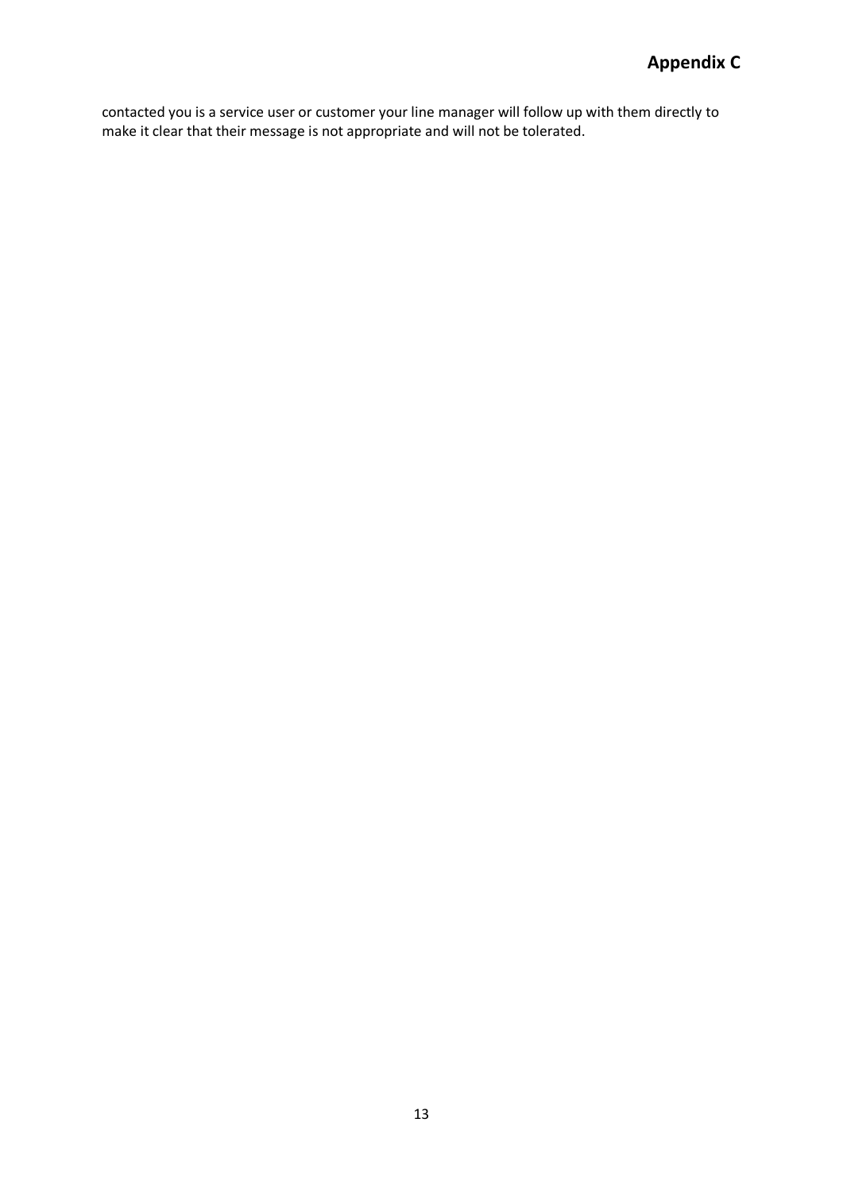contacted you is a service user or customer your line manager will follow up with them directly to make it clear that their message is not appropriate and will not be tolerated.